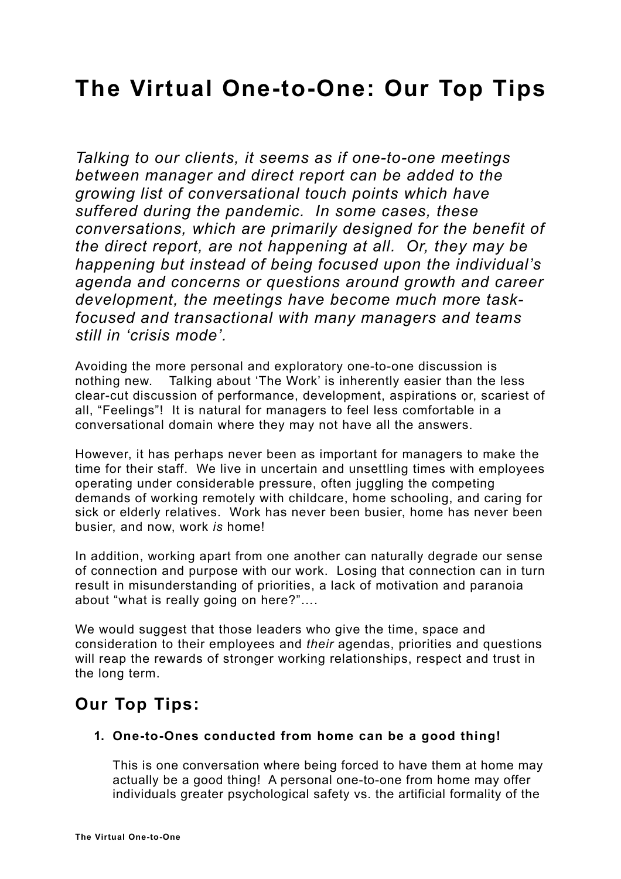# The Virtual One-to-One: Our Top Tips

*Talking to our clients, it seems as if one-to-one meetings between manager and direct report can be added to the growing list of conversational touch points which have suffered during the pandemic. In some cases, these conversations, which are primarily designed for the benefit of the direct report, are not happening at all. Or, they may be happening but instead of being focused upon the individual's agenda and concerns or questions around growth and career development, the meetings have become much more task-focused and transactional with many managers and teams still in 'crisis mode'.*

Avoiding the more personal and exploratory one-to-one discussion is nothing new. Talking about 'The Work' is inherently easier than the less clear-cut discussion of performance, development, aspirations or, scariest of all, "Feelings"! It is natural for managers to feel less comfortable in a conversational domain where they may not have all the answers.

However, it has perhaps never been as important for managers to make the time for their staff. We live in uncertain and unsettling times with employees operating under considerable pressure, often juggling the competing demands of working remotely with childcare, home schooling, and caring for sick or elderly relatives. Work has never been busier, home has never been busier, and now, work *is* home!

In addition, working apart from one another can naturally degrade our sense of connection and purpose with our work. Losing that connection can in turn result in misunderstanding of priorities, a lack of motivation and paranoia about "what is really going on here?"….

We would suggest that those leaders who give the time, space and consideration to their employees and *their* agendas, priorities and questions will reap the rewards of stronger working relationships, respect and trust in the long term.

## Our Top Tips:

1. **One-to-Ones conducted from home can be a good thing!**

   This is one conversation where being forced to have them at home may actually be a good thing! A personal one-to-one from home may offer individuals greater psychological safety vs. the artificial formality of the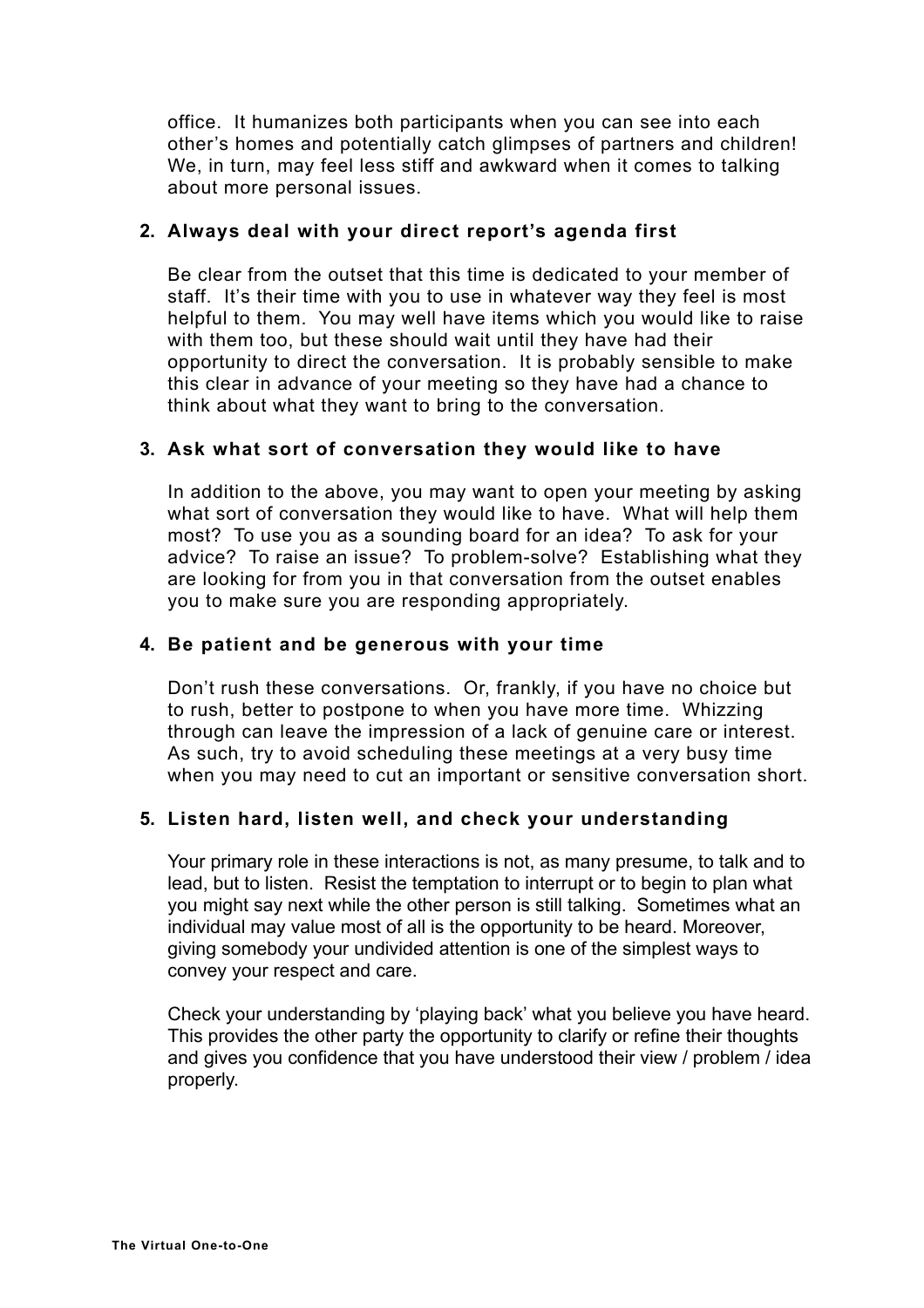office. It humanizes both participants when you can see into each other's homes and potentially catch glimpses of partners and children! We, in turn, may feel less stiff and awkward when it comes to talking about more personal issues.

2. **Always deal with your direct report's agenda first**

   Be clear from the outset that this time is dedicated to your member of staff. It's their time with you to use in whatever way they feel is most helpful to them. You may well have items which you would like to raise with them too, but these should wait until they have had their opportunity to direct the conversation. It is probably sensible to make this clear in advance of your meeting so they have had a chance to think about what they want to bring to the conversation.

3. **Ask what sort of conversation they would like to have**

   In addition to the above, you may want to open your meeting by asking what sort of conversation they would like to have. What will help them most? To use you as a sounding board for an idea? To ask for your advice? To raise an issue? To problem-solve? Establishing what they are looking for from you in that conversation from the outset enables you to make sure you are responding appropriately.

4. **Be patient and be generous with your time**

   Don't rush these conversations. Or, frankly, if you have no choice but to rush, better to postpone to when you have more time. Whizzing through can leave the impression of a lack of genuine care or interest. As such, try to avoid scheduling these meetings at a very busy time when you may need to cut an important or sensitive conversation short.

5. **Listen hard, listen well, and check your understanding**

   Your primary role in these interactions is not, as many presume, to talk and to lead, but to listen. Resist the temptation to interrupt or to begin to plan what you might say next while the other person is still talking. Sometimes what an individual may value most of all is the opportunity to be heard. Moreover, giving somebody your undivided attention is one of the simplest ways to convey your respect and care.

   Check your understanding by 'playing back' what you believe you have heard. This provides the other party the opportunity to clarify or refine their thoughts and gives you confidence that you have understood their view / problem / idea properly.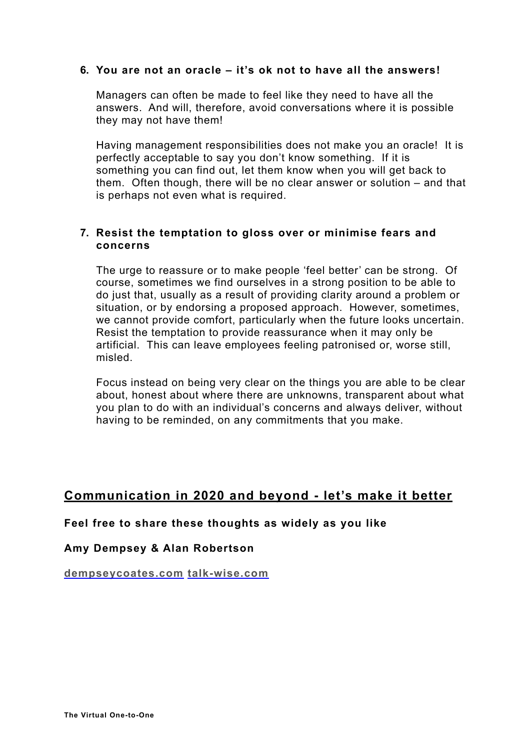6. **You are not an oracle – it's ok not to have all the answers!**

   Managers can often be made to feel like they need to have all the answers. And will, therefore, avoid conversations where it is possible they may not have them!

   Having management responsibilities does not make you an oracle! It is perfectly acceptable to say you don't know something. If it is something you can find out, let them know when you will get back to them. Often though, there will be no clear answer or solution – and that is perhaps not even what is required.

7. **Resist the temptation to gloss over or minimise fears and concerns**

   The urge to reassure or to make people 'feel better' can be strong. Of course, sometimes we find ourselves in a strong position to be able to do just that, usually as a result of providing clarity around a problem or situation, or by endorsing a proposed approach. However, sometimes, we cannot provide comfort, particularly when the future looks uncertain. Resist the temptation to provide reassurance when it may only be artificial. This can leave employees feeling patronised or, worse still, misled.

   Focus instead on being very clear on the things you are able to be clear about, honest about where there are unknowns, transparent about what you plan to do with an individual's concerns and always deliver, without having to be reminded, on any commitments that you make.

## Communication in 2020 and beyond - let's make it better

**Feel free to share these thoughts as widely as you like**

**Amy Dempsey & Alan Robertson**

**dempseycoates.com talk-wise.com**